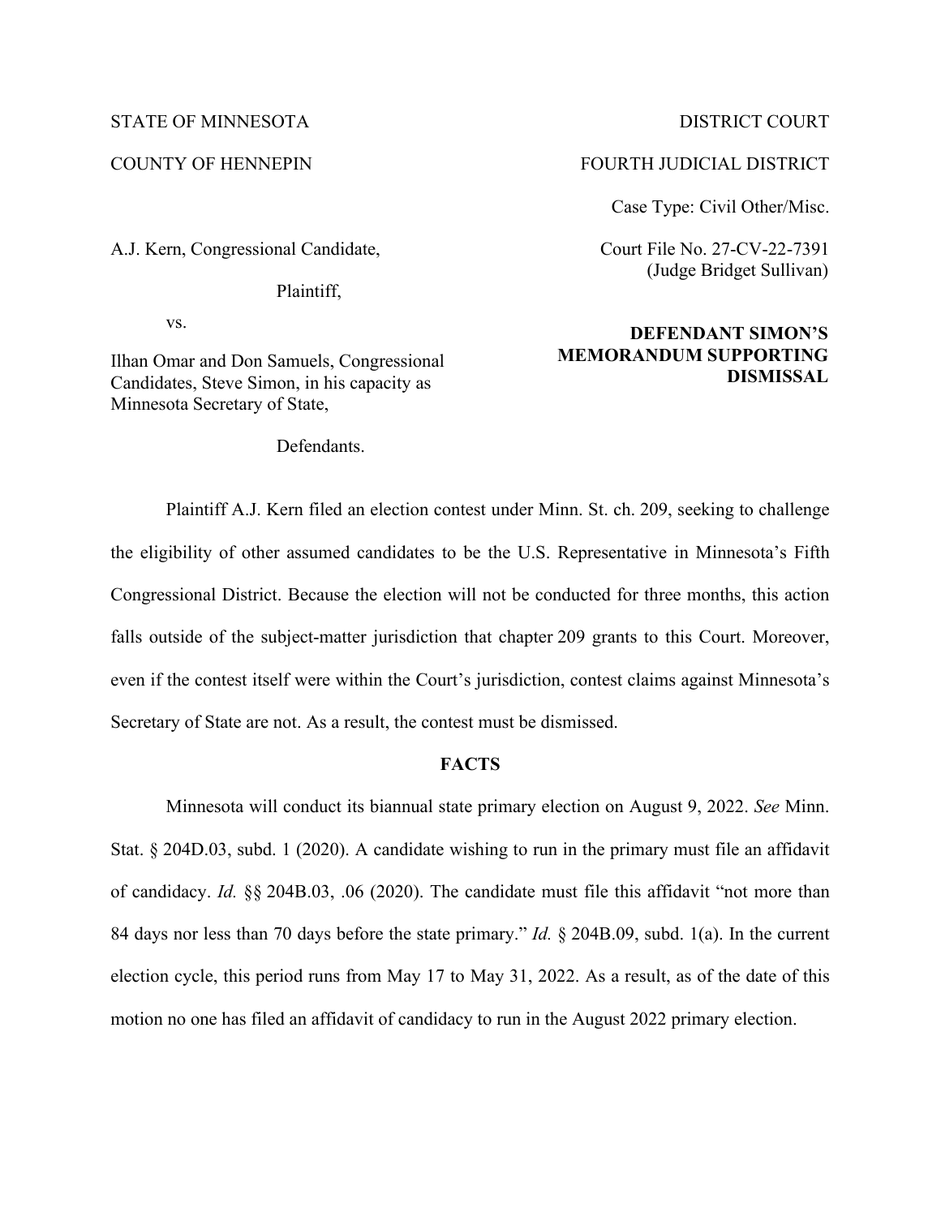STATE OF MINNESOTA DISTRICT COURT

COUNTY OF HENNEPIN FOURTH JUDICIAL DISTRICT

Case Type: Civil Other/Misc.

A.J. Kern, Congressional Candidate,

Plaintiff,

vs.

Ilhan Omar and Don Samuels, Congressional Candidates, Steve Simon, in his capacity as Minnesota Secretary of State,

Defendants.

Court File No. 27-CV-22-7391
(Judge Bridget Sullivan)

**DEFENDANT SIMON'S MEMORANDUM SUPPORTING DISMISSAL**

Plaintiff A.J. Kern filed an election contest under Minn. St. ch. 209, seeking to challenge the eligibility of other assumed candidates to be the U.S. Representative in Minnesota's Fifth Congressional District. Because the election will not be conducted for three months, this action falls outside of the subject-matter jurisdiction that chapter 209 grants to this Court. Moreover, even if the contest itself were within the Court's jurisdiction, contest claims against Minnesota's Secretary of State are not. As a result, the contest must be dismissed.

## FACTS

Minnesota will conduct its biannual state primary election on August 9, 2022. *See* Minn. Stat. § 204D.03, subd. 1 (2020). A candidate wishing to run in the primary must file an affidavit of candidacy. *Id.* §§ 204B.03, .06 (2020). The candidate must file this affidavit "not more than 84 days nor less than 70 days before the state primary." *Id.* § 204B.09, subd. 1(a). In the current election cycle, this period runs from May 17 to May 31, 2022. As a result, as of the date of this motion no one has filed an affidavit of candidacy to run in the August 2022 primary election.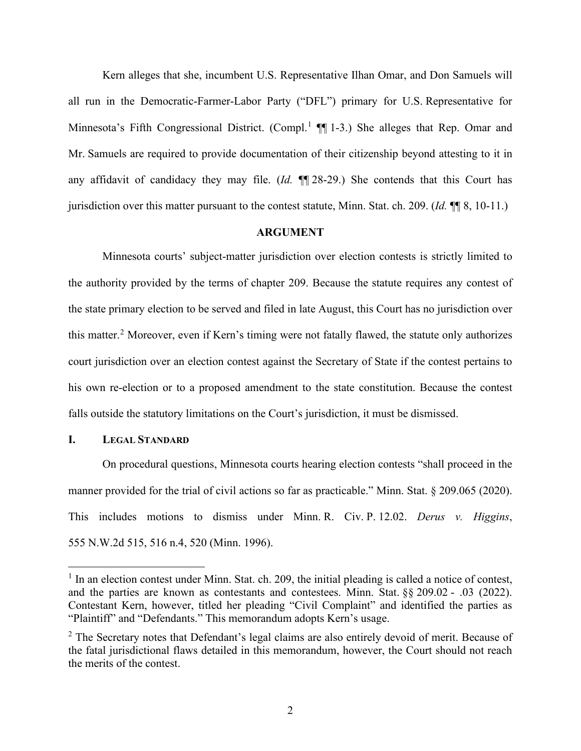Kern alleges that she, incumbent U.S. Representative Ilhan Omar, and Don Samuels will all run in the Democratic-Farmer-Labor Party ("DFL") primary for U.S. Representative for Minnesota's Fifth Congressional District. (Compl.[1] ¶¶ 1-3.) She alleges that Rep. Omar and Mr. Samuels are required to provide documentation of their citizenship beyond attesting to it in any affidavit of candidacy they may file. (*Id.* ¶¶ 28-29.) She contends that this Court has jurisdiction over this matter pursuant to the contest statute, Minn. Stat. ch. 209. (*Id.* ¶¶ 8, 10-11.)

## ARGUMENT

Minnesota courts' subject-matter jurisdiction over election contests is strictly limited to the authority provided by the terms of chapter 209. Because the statute requires any contest of the state primary election to be served and filed in late August, this Court has no jurisdiction over this matter.[2] Moreover, even if Kern's timing were not fatally flawed, the statute only authorizes court jurisdiction over an election contest against the Secretary of State if the contest pertains to his own re-election or to a proposed amendment to the state constitution. Because the contest falls outside the statutory limitations on the Court's jurisdiction, it must be dismissed.

### I. LEGAL STANDARD

On procedural questions, Minnesota courts hearing election contests "shall proceed in the manner provided for the trial of civil actions so far as practicable." Minn. Stat. § 209.065 (2020). This includes motions to dismiss under Minn. R. Civ. P. 12.02. *Derus v. Higgins*, 555 N.W.2d 515, 516 n.4, 520 (Minn. 1996).

---

[1] In an election contest under Minn. Stat. ch. 209, the initial pleading is called a notice of contest, and the parties are known as contestants and contestees. Minn. Stat. §§ 209.02 - .03 (2022). Contestant Kern, however, titled her pleading "Civil Complaint" and identified the parties as "Plaintiff" and "Defendants." This memorandum adopts Kern's usage.

[2] The Secretary notes that Defendant's legal claims are also entirely devoid of merit. Because of the fatal jurisdictional flaws detailed in this memorandum, however, the Court should not reach the merits of the contest.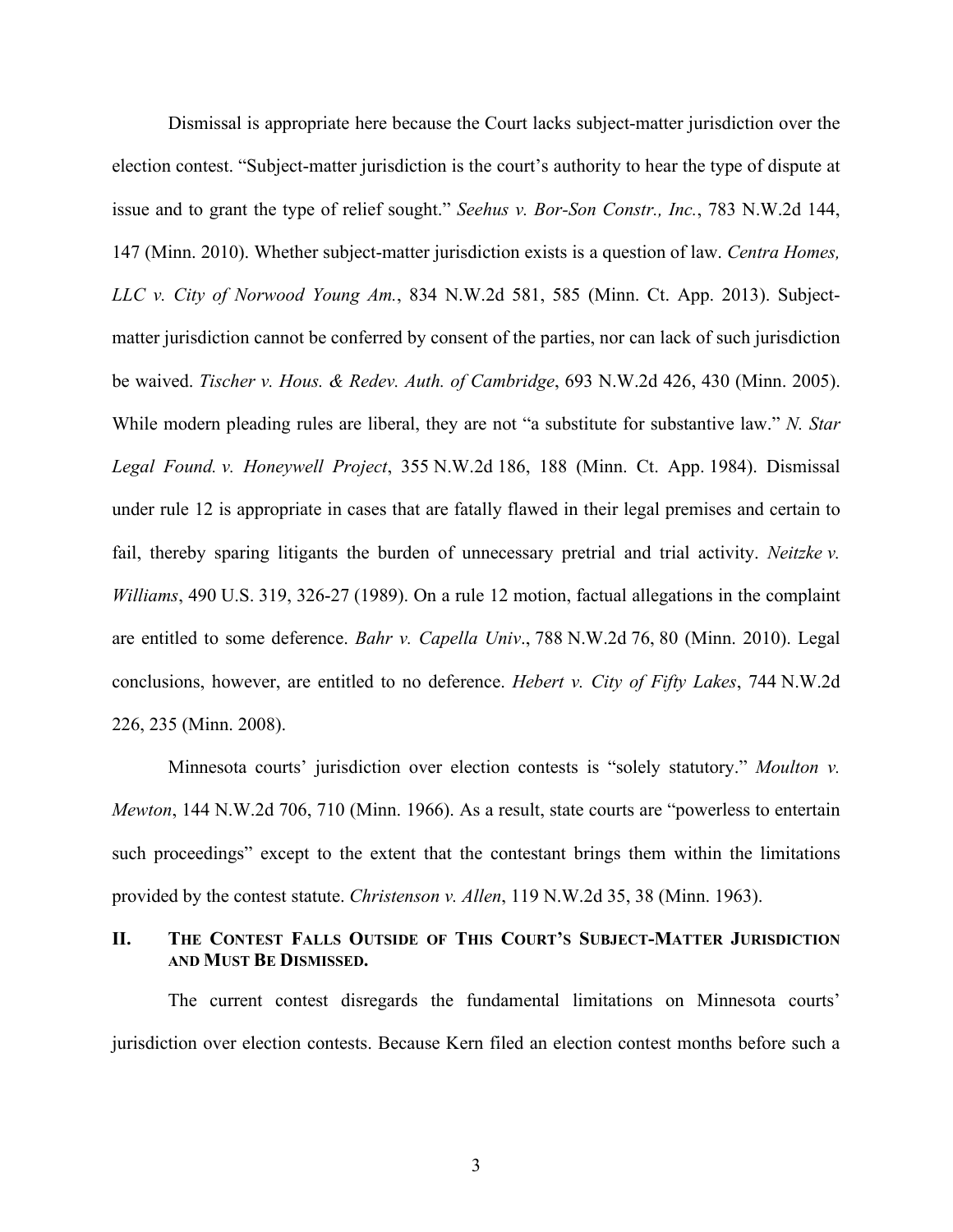Dismissal is appropriate here because the Court lacks subject-matter jurisdiction over the election contest. "Subject-matter jurisdiction is the court's authority to hear the type of dispute at issue and to grant the type of relief sought." *Seehus v. Bor-Son Constr., Inc.*, 783 N.W.2d 144, 147 (Minn. 2010). Whether subject-matter jurisdiction exists is a question of law. *Centra Homes, LLC v. City of Norwood Young Am.*, 834 N.W.2d 581, 585 (Minn. Ct. App. 2013). Subject-matter jurisdiction cannot be conferred by consent of the parties, nor can lack of such jurisdiction be waived. *Tischer v. Hous. & Redev. Auth. of Cambridge*, 693 N.W.2d 426, 430 (Minn. 2005). While modern pleading rules are liberal, they are not "a substitute for substantive law." *N. Star Legal Found. v. Honeywell Project*, 355 N.W.2d 186, 188 (Minn. Ct. App. 1984). Dismissal under rule 12 is appropriate in cases that are fatally flawed in their legal premises and certain to fail, thereby sparing litigants the burden of unnecessary pretrial and trial activity. *Neitzke v. Williams*, 490 U.S. 319, 326-27 (1989). On a rule 12 motion, factual allegations in the complaint are entitled to some deference. *Bahr v. Capella Univ*., 788 N.W.2d 76, 80 (Minn. 2010). Legal conclusions, however, are entitled to no deference. *Hebert v. City of Fifty Lakes*, 744 N.W.2d 226, 235 (Minn. 2008).

Minnesota courts' jurisdiction over election contests is "solely statutory." *Moulton v. Mewton*, 144 N.W.2d 706, 710 (Minn. 1966). As a result, state courts are "powerless to entertain such proceedings" except to the extent that the contestant brings them within the limitations provided by the contest statute. *Christenson v. Allen*, 119 N.W.2d 35, 38 (Minn. 1963).

## II. The Contest Falls Outside of This Court's Subject-Matter Jurisdiction and Must Be Dismissed.

The current contest disregards the fundamental limitations on Minnesota courts' jurisdiction over election contests. Because Kern filed an election contest months before such a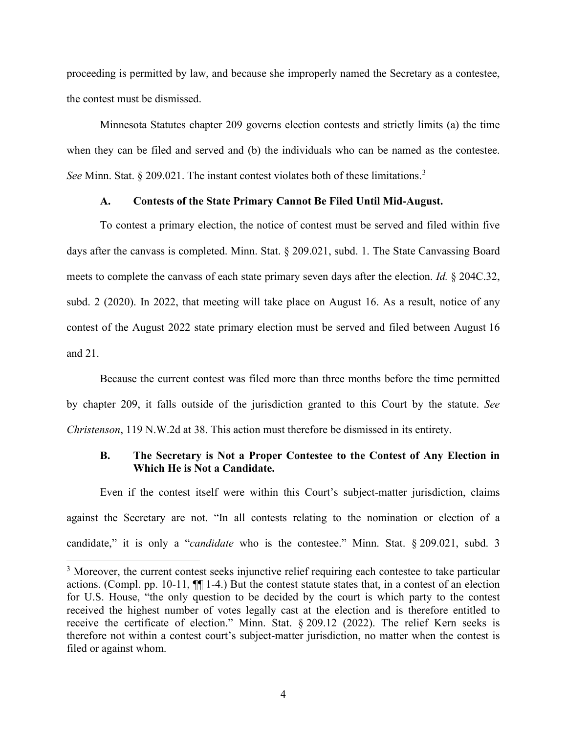proceeding is permitted by law, and because she improperly named the Secretary as a contestee, the contest must be dismissed.

Minnesota Statutes chapter 209 governs election contests and strictly limits (a) the time when they can be filed and served and (b) the individuals who can be named as the contestee. *See* Minn. Stat. § 209.021. The instant contest violates both of these limitations.[3]

### A. Contests of the State Primary Cannot Be Filed Until Mid-August.

To contest a primary election, the notice of contest must be served and filed within five days after the canvass is completed. Minn. Stat. § 209.021, subd. 1. The State Canvassing Board meets to complete the canvass of each state primary seven days after the election. *Id.* § 204C.32, subd. 2 (2020). In 2022, that meeting will take place on August 16. As a result, notice of any contest of the August 2022 state primary election must be served and filed between August 16 and 21.

Because the current contest was filed more than three months before the time permitted by chapter 209, it falls outside of the jurisdiction granted to this Court by the statute. *See Christenson*, 119 N.W.2d at 38. This action must therefore be dismissed in its entirety.

### B. The Secretary is Not a Proper Contestee to the Contest of Any Election in Which He is Not a Candidate.

Even if the contest itself were within this Court's subject-matter jurisdiction, claims against the Secretary are not. "In all contests relating to the nomination or election of a candidate," it is only a "*candidate* who is the contestee." Minn. Stat. § 209.021, subd. 3

---

[3] Moreover, the current contest seeks injunctive relief requiring each contestee to take particular actions. (Compl. pp. 10-11, ¶¶ 1-4.) But the contest statute states that, in a contest of an election for U.S. House, "the only question to be decided by the court is which party to the contest received the highest number of votes legally cast at the election and is therefore entitled to receive the certificate of election." Minn. Stat. § 209.12 (2022). The relief Kern seeks is therefore not within a contest court's subject-matter jurisdiction, no matter when the contest is filed or against whom.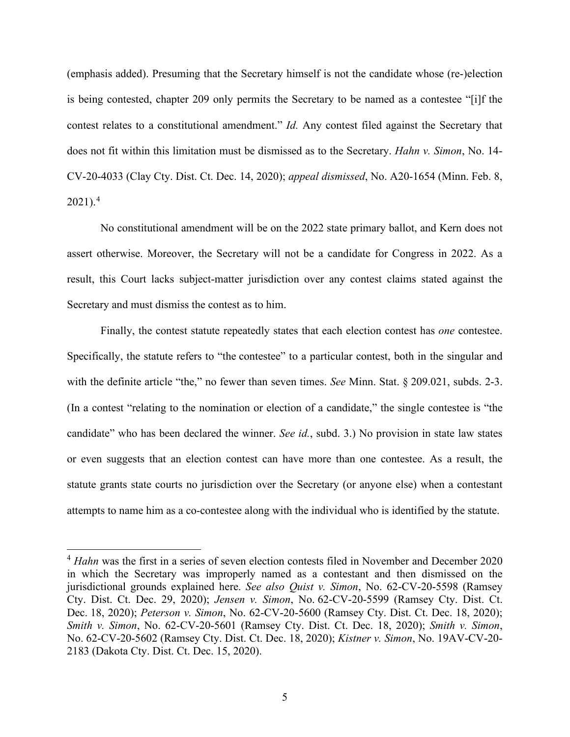(emphasis added). Presuming that the Secretary himself is not the candidate whose (re-)election is being contested, chapter 209 only permits the Secretary to be named as a contestee "[i]f the contest relates to a constitutional amendment." *Id.* Any contest filed against the Secretary that does not fit within this limitation must be dismissed as to the Secretary. *Hahn v. Simon*, No. 14-CV-20-4033 (Clay Cty. Dist. Ct. Dec. 14, 2020); *appeal dismissed*, No. A20-1654 (Minn. Feb. 8, 2021).[4]

No constitutional amendment will be on the 2022 state primary ballot, and Kern does not assert otherwise. Moreover, the Secretary will not be a candidate for Congress in 2022. As a result, this Court lacks subject-matter jurisdiction over any contest claims stated against the Secretary and must dismiss the contest as to him.

Finally, the contest statute repeatedly states that each election contest has *one* contestee. Specifically, the statute refers to "the contestee" to a particular contest, both in the singular and with the definite article "the," no fewer than seven times. *See* Minn. Stat. § 209.021, subds. 2-3. (In a contest "relating to the nomination or election of a candidate," the single contestee is "the candidate" who has been declared the winner. *See id.*, subd. 3.) No provision in state law states or even suggests that an election contest can have more than one contestee. As a result, the statute grants state courts no jurisdiction over the Secretary (or anyone else) when a contestant attempts to name him as a co-contestee along with the individual who is identified by the statute.

---

[4] *Hahn* was the first in a series of seven election contests filed in November and December 2020 in which the Secretary was improperly named as a contestant and then dismissed on the jurisdictional grounds explained here. *See also Quist v. Simon*, No. 62-CV-20-5598 (Ramsey Cty. Dist. Ct. Dec. 29, 2020); *Jensen v. Simon*, No. 62-CV-20-5599 (Ramsey Cty. Dist. Ct. Dec. 18, 2020); *Peterson v. Simon*, No. 62-CV-20-5600 (Ramsey Cty. Dist. Ct. Dec. 18, 2020); *Smith v. Simon*, No. 62-CV-20-5601 (Ramsey Cty. Dist. Ct. Dec. 18, 2020); *Smith v. Simon*, No. 62-CV-20-5602 (Ramsey Cty. Dist. Ct. Dec. 18, 2020); *Kistner v. Simon*, No. 19AV-CV-20-2183 (Dakota Cty. Dist. Ct. Dec. 15, 2020).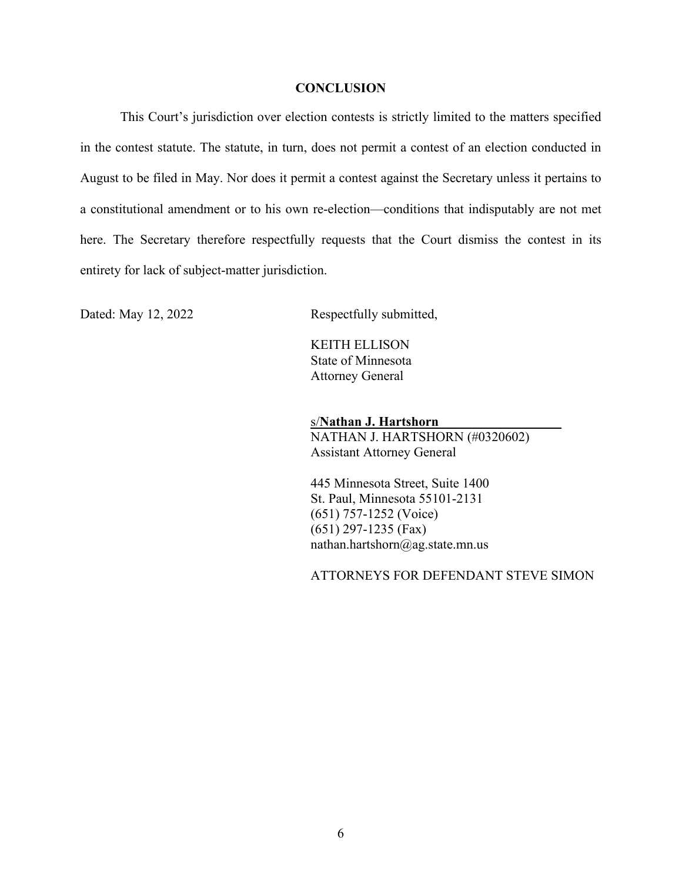## CONCLUSION

This Court's jurisdiction over election contests is strictly limited to the matters specified in the contest statute. The statute, in turn, does not permit a contest of an election conducted in August to be filed in May. Nor does it permit a contest against the Secretary unless it pertains to a constitutional amendment or to his own re-election—conditions that indisputably are not met here. The Secretary therefore respectfully requests that the Court dismiss the contest in its entirety for lack of subject-matter jurisdiction.

Dated: May 12, 2022

Respectfully submitted,

KEITH ELLISON
State of Minnesota
Attorney General

s/**Nathan J. Hartshorn**
NATHAN J. HARTSHORN (#0320602)
Assistant Attorney General

445 Minnesota Street, Suite 1400
St. Paul, Minnesota 55101-2131
(651) 757-1252 (Voice)
(651) 297-1235 (Fax)
nathan.hartshorn@ag.state.mn.us

ATTORNEYS FOR DEFENDANT STEVE SIMON